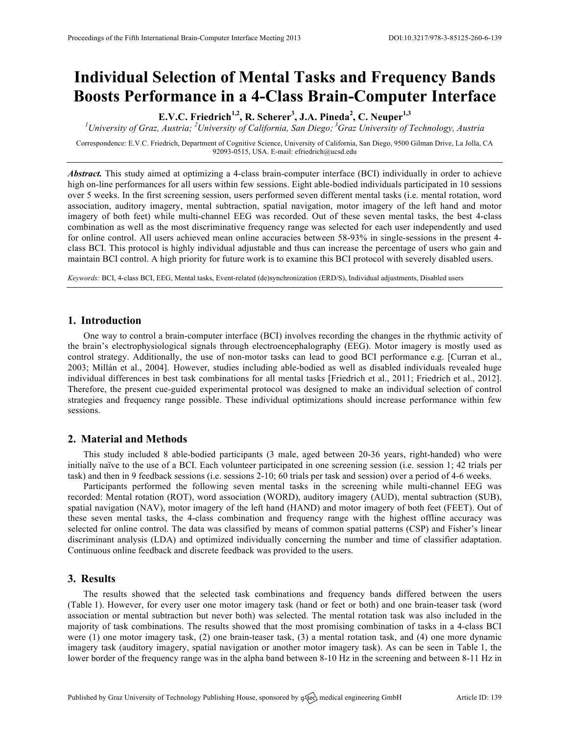# Individual Selection of Mental Tasks and Frequency Bands Boosts Performance in a 4-Class Brain-Computer Interface

**E.V.C. Friedrich[1,2], R. Scherer[3], J.A. Pineda[2], C. Neuper[1,3]**

[1]University of Graz, Austria; [2]University of California, San Diego; [3]Graz University of Technology, Austria

Correspondence: E.V.C. Friedrich, Department of Cognitive Science, University of California, San Diego, 9500 Gilman Drive, La Jolla, CA 92093-0515, USA. E-mail: efriedrich@ucsd.edu

***Abstract.*** This study aimed at optimizing a 4-class brain-computer interface (BCI) individually in order to achieve high on-line performances for all users within few sessions. Eight able-bodied individuals participated in 10 sessions over 5 weeks. In the first screening session, users performed seven different mental tasks (i.e. mental rotation, word association, auditory imagery, mental subtraction, spatial navigation, motor imagery of the left hand and motor imagery of both feet) while multi-channel EEG was recorded. Out of these seven mental tasks, the best 4-class combination as well as the most discriminative frequency range was selected for each user independently and used for online control. All users achieved mean online accuracies between 58-93% in single-sessions in the present 4-class BCI. This protocol is highly individual adjustable and thus can increase the percentage of users who gain and maintain BCI control. A high priority for future work is to examine this BCI protocol with severely disabled users.

*Keywords:* BCI, 4-class BCI, EEG, Mental tasks, Event-related (de)synchronization (ERD/S), Individual adjustments, Disabled users

## 1. Introduction

One way to control a brain-computer interface (BCI) involves recording the changes in the rhythmic activity of the brain's electrophysiological signals through electroencephalography (EEG). Motor imagery is mostly used as control strategy. Additionally, the use of non-motor tasks can lead to good BCI performance e.g. [Curran et al., 2003; Millán et al., 2004]. However, studies including able-bodied as well as disabled individuals revealed huge individual differences in best task combinations for all mental tasks [Friedrich et al., 2011; Friedrich et al., 2012]. Therefore, the present cue-guided experimental protocol was designed to make an individual selection of control strategies and frequency range possible. These individual optimizations should increase performance within few sessions.

## 2. Material and Methods

This study included 8 able-bodied participants (3 male, aged between 20-36 years, right-handed) who were initially naïve to the use of a BCI. Each volunteer participated in one screening session (i.e. session 1; 42 trials per task) and then in 9 feedback sessions (i.e. sessions 2-10; 60 trials per task and session) over a period of 4-6 weeks.

Participants performed the following seven mental tasks in the screening while multi-channel EEG was recorded: Mental rotation (ROT), word association (WORD), auditory imagery (AUD), mental subtraction (SUB), spatial navigation (NAV), motor imagery of the left hand (HAND) and motor imagery of both feet (FEET). Out of these seven mental tasks, the 4-class combination and frequency range with the highest offline accuracy was selected for online control. The data was classified by means of common spatial patterns (CSP) and Fisher's linear discriminant analysis (LDA) and optimized individually concerning the number and time of classifier adaptation. Continuous online feedback and discrete feedback was provided to the users.

## 3. Results

The results showed that the selected task combinations and frequency bands differed between the users (Table 1). However, for every user one motor imagery task (hand or feet or both) and one brain-teaser task (word association or mental subtraction but never both) was selected. The mental rotation task was also included in the majority of task combinations. The results showed that the most promising combination of tasks in a 4-class BCI were (1) one motor imagery task, (2) one brain-teaser task, (3) a mental rotation task, and (4) one more dynamic imagery task (auditory imagery, spatial navigation or another motor imagery task). As can be seen in Table 1, the lower border of the frequency range was in the alpha band between 8-10 Hz in the screening and between 8-11 Hz in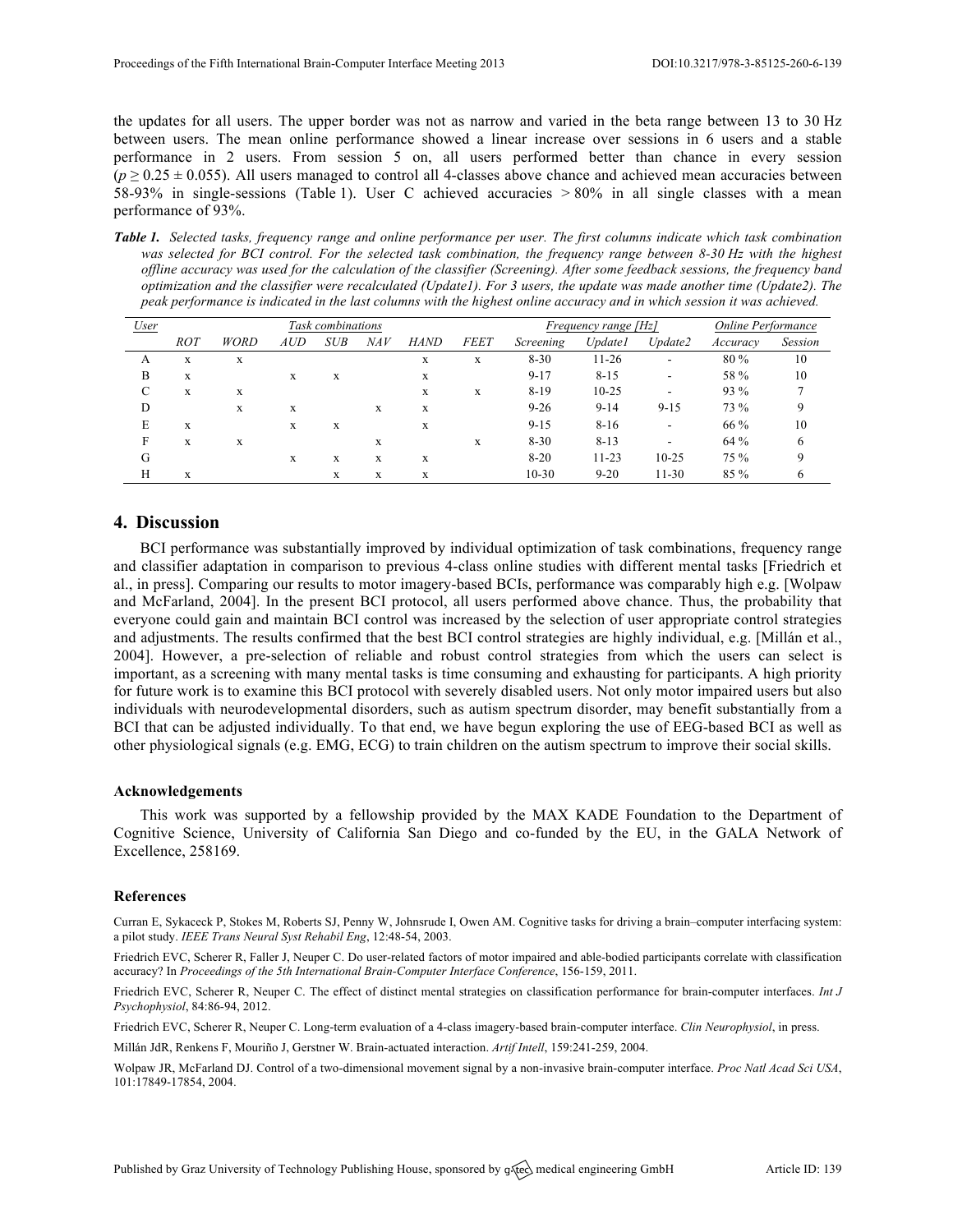the updates for all users. The upper border was not as narrow and varied in the beta range between 13 to 30 Hz between users. The mean online performance showed a linear increase over sessions in 6 users and a stable performance in 2 users. From session 5 on, all users performed better than chance in every session ($p \geq 0.25 \pm 0.055$). All users managed to control all 4-classes above chance and achieved mean accuracies between 58-93% in single-sessions (Table 1). User C achieved accuracies > 80% in all single classes with a mean performance of 93%.

***Table 1.*** *Selected tasks, frequency range and online performance per user. The first columns indicate which task combination was selected for BCI control. For the selected task combination, the frequency range between 8-30 Hz with the highest offline accuracy was used for the calculation of the classifier (Screening). After some feedback sessions, the frequency band optimization and the classifier were recalculated (Update1). For 3 users, the update was made another time (Update2). The peak performance is indicated in the last columns with the highest online accuracy and in which session it was achieved.*

| User | Task combinations | | | | | | | Frequency range [Hz] | | | Online Performance | |
|---|---|---|---|---|---|---|---|---|---|---|---|---|
| | *ROT* | *WORD* | *AUD* | *SUB* | *NAV* | *HAND* | *FEET* | *Screening* | *Update1* | *Update2* | *Accuracy* | *Session* |
| A | x | x | | | | x | x | 8-30 | 11-26 | - | 80 % | 10 |
| B | x | | x | x | | x | | 9-17 | 8-15 | - | 58 % | 10 |
| C | x | x | | | | x | x | 8-19 | 10-25 | - | 93 % | 7 |
| D | | x | x | | x | x | | 9-26 | 9-14 | 9-15 | 73 % | 9 |
| E | x | | x | x | | x | | 9-15 | 8-16 | - | 66 % | 10 |
| F | x | x | | | x | | x | 8-30 | 8-13 | - | 64 % | 6 |
| G | | | x | x | x | x | | 8-20 | 11-23 | 10-25 | 75 % | 9 |
| H | x | | | x | x | x | | 10-30 | 9-20 | 11-30 | 85 % | 6 |

## 4. Discussion

BCI performance was substantially improved by individual optimization of task combinations, frequency range and classifier adaptation in comparison to previous 4-class online studies with different mental tasks [Friedrich et al., in press]. Comparing our results to motor imagery-based BCIs, performance was comparably high e.g. [Wolpaw and McFarland, 2004]. In the present BCI protocol, all users performed above chance. Thus, the probability that everyone could gain and maintain BCI control was increased by the selection of user appropriate control strategies and adjustments. The results confirmed that the best BCI control strategies are highly individual, e.g. [Millán et al., 2004]. However, a pre-selection of reliable and robust control strategies from which the users can select is important, as a screening with many mental tasks is time consuming and exhausting for participants. A high priority for future work is to examine this BCI protocol with severely disabled users. Not only motor impaired users but also individuals with neurodevelopmental disorders, such as autism spectrum disorder, may benefit substantially from a BCI that can be adjusted individually. To that end, we have begun exploring the use of EEG-based BCI as well as other physiological signals (e.g. EMG, ECG) to train children on the autism spectrum to improve their social skills.

#### Acknowledgements

This work was supported by a fellowship provided by the MAX KADE Foundation to the Department of Cognitive Science, University of California San Diego and co-funded by the EU, in the GALA Network of Excellence, 258169.

#### References

Curran E, Sykaceck P, Stokes M, Roberts SJ, Penny W, Johnsrude I, Owen AM. Cognitive tasks for driving a brain–computer interfacing system: a pilot study. *IEEE Trans Neural Syst Rehabil Eng*, 12:48-54, 2003.

Friedrich EVC, Scherer R, Faller J, Neuper C. Do user-related factors of motor impaired and able-bodied participants correlate with classification accuracy? In *Proceedings of the 5th International Brain-Computer Interface Conference*, 156-159, 2011.

Friedrich EVC, Scherer R, Neuper C. The effect of distinct mental strategies on classification performance for brain-computer interfaces. *Int J Psychophysiol*, 84:86-94, 2012.

Friedrich EVC, Scherer R, Neuper C. Long-term evaluation of a 4-class imagery-based brain-computer interface. *Clin Neurophysiol*, in press.

Millán JdR, Renkens F, Mouriño J, Gerstner W. Brain-actuated interaction. *Artif Intell*, 159:241-259, 2004.

Wolpaw JR, McFarland DJ. Control of a two-dimensional movement signal by a non-invasive brain-computer interface. *Proc Natl Acad Sci USA*, 101:17849-17854, 2004.